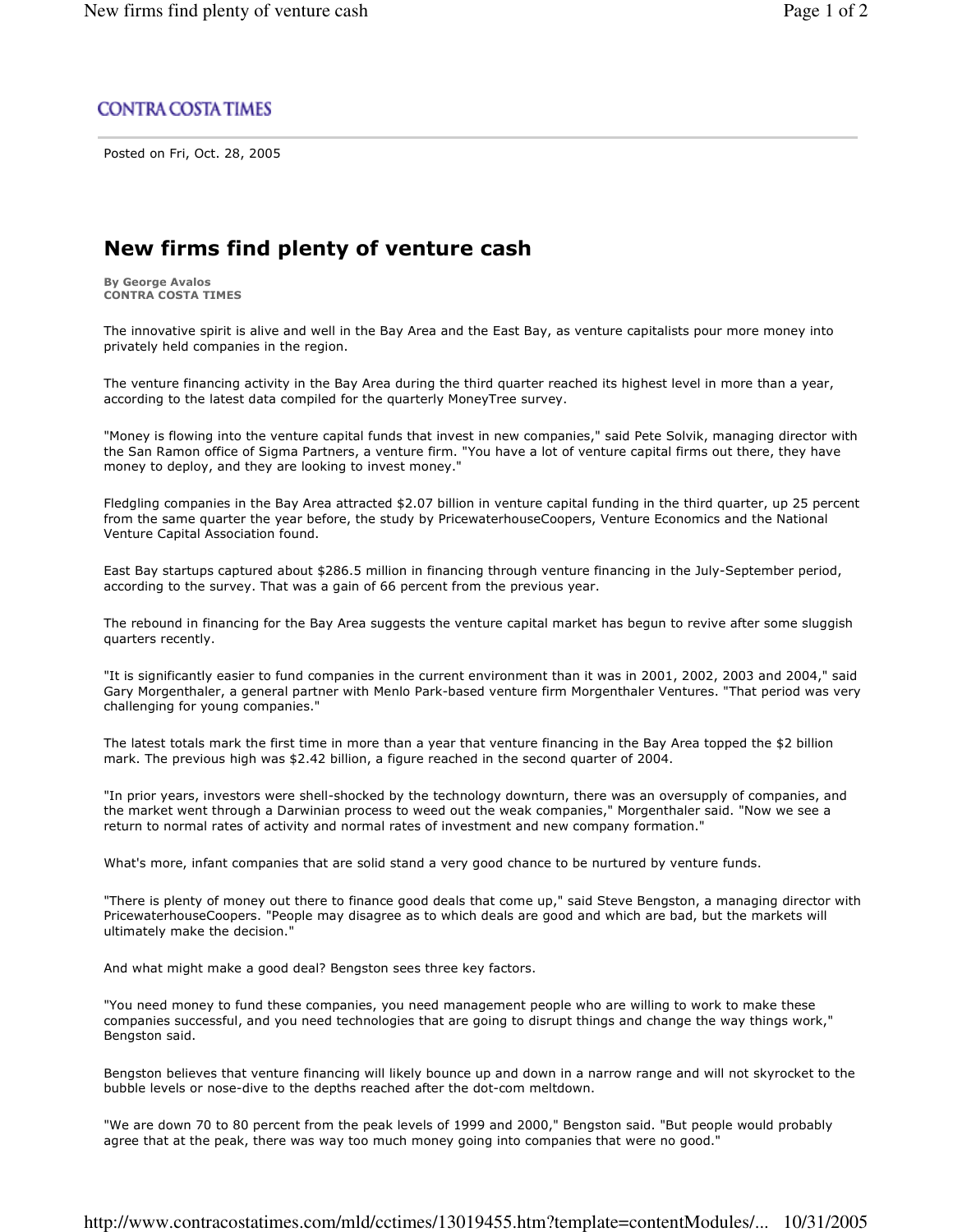CONTRA COSTA TIMES

Posted on Fri, Oct. 28, 2005

# New firms find plenty of venture cash

**By George Avalos**
**CONTRA COSTA TIMES**

The innovative spirit is alive and well in the Bay Area and the East Bay, as venture capitalists pour more money into privately held companies in the region.

The venture financing activity in the Bay Area during the third quarter reached its highest level in more than a year, according to the latest data compiled for the quarterly MoneyTree survey.

"Money is flowing into the venture capital funds that invest in new companies," said Pete Solvik, managing director with the San Ramon office of Sigma Partners, a venture firm. "You have a lot of venture capital firms out there, they have money to deploy, and they are looking to invest money."

Fledgling companies in the Bay Area attracted $2.07 billion in venture capital funding in the third quarter, up 25 percent from the same quarter the year before, the study by PricewaterhouseCoopers, Venture Economics and the National Venture Capital Association found.

East Bay startups captured about $286.5 million in financing through venture financing in the July-September period, according to the survey. That was a gain of 66 percent from the previous year.

The rebound in financing for the Bay Area suggests the venture capital market has begun to revive after some sluggish quarters recently.

"It is significantly easier to fund companies in the current environment than it was in 2001, 2002, 2003 and 2004," said Gary Morgenthaler, a general partner with Menlo Park-based venture firm Morgenthaler Ventures. "That period was very challenging for young companies."

The latest totals mark the first time in more than a year that venture financing in the Bay Area topped the $2 billion mark. The previous high was $2.42 billion, a figure reached in the second quarter of 2004.

"In prior years, investors were shell-shocked by the technology downturn, there was an oversupply of companies, and the market went through a Darwinian process to weed out the weak companies," Morgenthaler said. "Now we see a return to normal rates of activity and normal rates of investment and new company formation."

What's more, infant companies that are solid stand a very good chance to be nurtured by venture funds.

"There is plenty of money out there to finance good deals that come up," said Steve Bengston, a managing director with PricewaterhouseCoopers. "People may disagree as to which deals are good and which are bad, but the markets will ultimately make the decision."

And what might make a good deal? Bengston sees three key factors.

"You need money to fund these companies, you need management people who are willing to work to make these companies successful, and you need technologies that are going to disrupt things and change the way things work," Bengston said.

Bengston believes that venture financing will likely bounce up and down in a narrow range and will not skyrocket to the bubble levels or nose-dive to the depths reached after the dot-com meltdown.

"We are down 70 to 80 percent from the peak levels of 1999 and 2000," Bengston said. "But people would probably agree that at the peak, there was way too much money going into companies that were no good."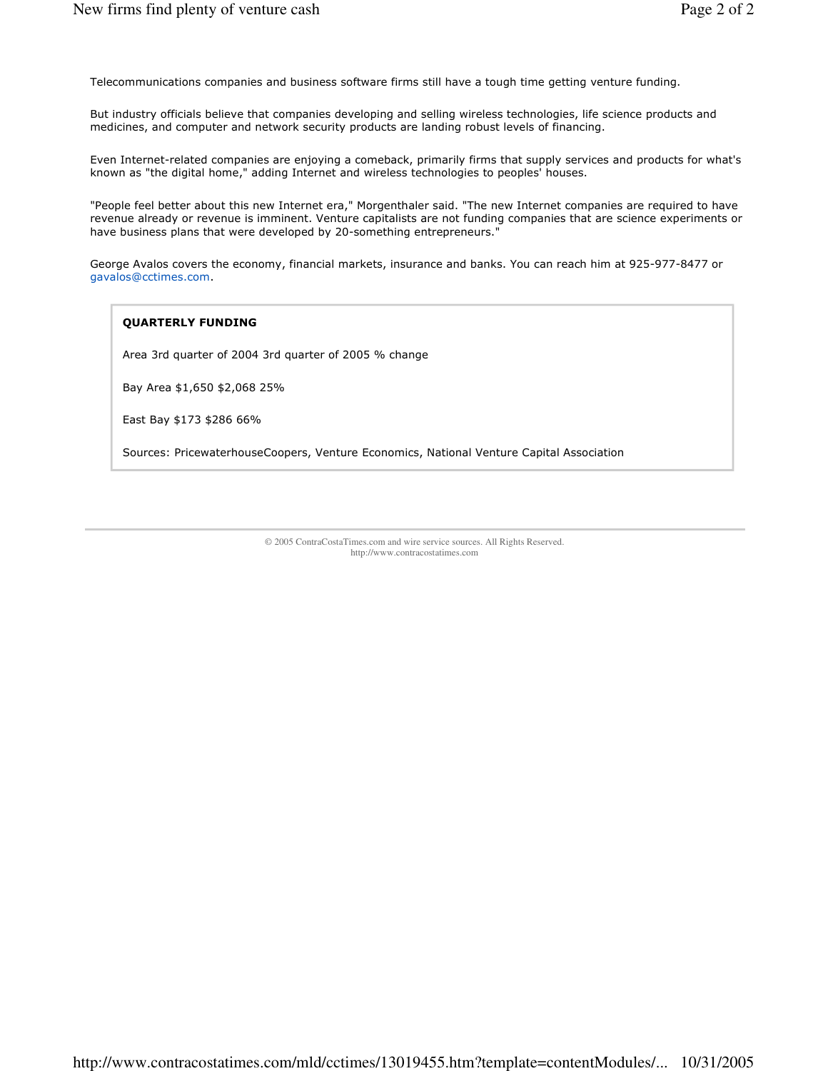Telecommunications companies and business software firms still have a tough time getting venture funding.

But industry officials believe that companies developing and selling wireless technologies, life science products and medicines, and computer and network security products are landing robust levels of financing.

Even Internet-related companies are enjoying a comeback, primarily firms that supply services and products for what's known as "the digital home," adding Internet and wireless technologies to peoples' houses.

"People feel better about this new Internet era," Morgenthaler said. "The new Internet companies are required to have revenue already or revenue is imminent. Venture capitalists are not funding companies that are science experiments or have business plans that were developed by 20-something entrepreneurs."

George Avalos covers the economy, financial markets, insurance and banks. You can reach him at 925-977-8477 or gavalos@cctimes.com.

**QUARTERLY FUNDING**

| Area | 3rd quarter of 2004 | 3rd quarter of 2005 | % change |
|---|---|---|---|
| Bay Area | $1,650 | $2,068 | 25% |
| East Bay | $173 | $286 | 66% |

Sources: PricewaterhouseCoopers, Venture Economics, National Venture Capital Association

© 2005 ContraCostaTimes.com and wire service sources. All Rights Reserved.
http://www.contracostatimes.com